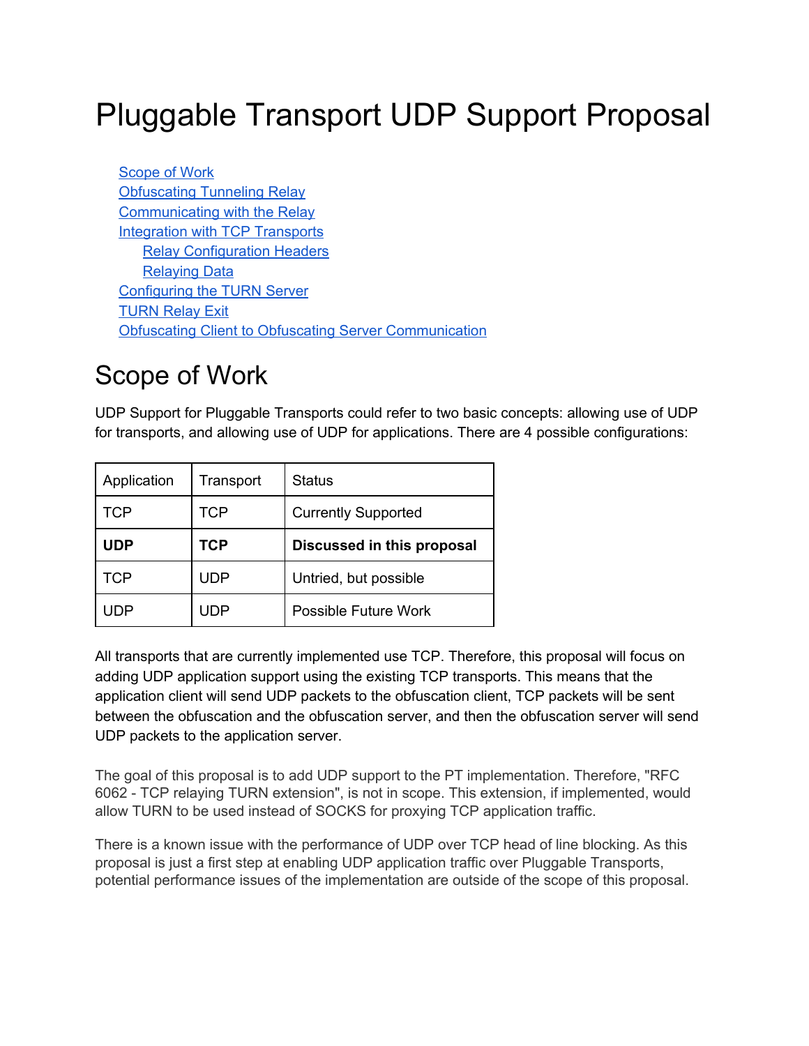# Pluggable Transport UDP Support Proposal

Scope of Work
Obfuscating Tunneling Relay
Communicating with the Relay
Integration with TCP Transports
  Relay Configuration Headers
  Relaying Data
Configuring the TURN Server
TURN Relay Exit
Obfuscating Client to Obfuscating Server Communication

# Scope of Work

UDP Support for Pluggable Transports could refer to two basic concepts: allowing use of UDP for transports, and allowing use of UDP for applications. There are 4 possible configurations:

| Application | Transport | Status |
|---|---|---|
| TCP | TCP | Currently Supported |
| **UDP** | **TCP** | **Discussed in this proposal** |
| TCP | UDP | Untried, but possible |
| UDP | UDP | Possible Future Work |

All transports that are currently implemented use TCP. Therefore, this proposal will focus on adding UDP application support using the existing TCP transports. This means that the application client will send UDP packets to the obfuscation client, TCP packets will be sent between the obfuscation and the obfuscation server, and then the obfuscation server will send UDP packets to the application server.

The goal of this proposal is to add UDP support to the PT implementation. Therefore, "RFC 6062 - TCP relaying TURN extension", is not in scope. This extension, if implemented, would allow TURN to be used instead of SOCKS for proxying TCP application traffic.

There is a known issue with the performance of UDP over TCP head of line blocking. As this proposal is just a first step at enabling UDP application traffic over Pluggable Transports, potential performance issues of the implementation are outside of the scope of this proposal.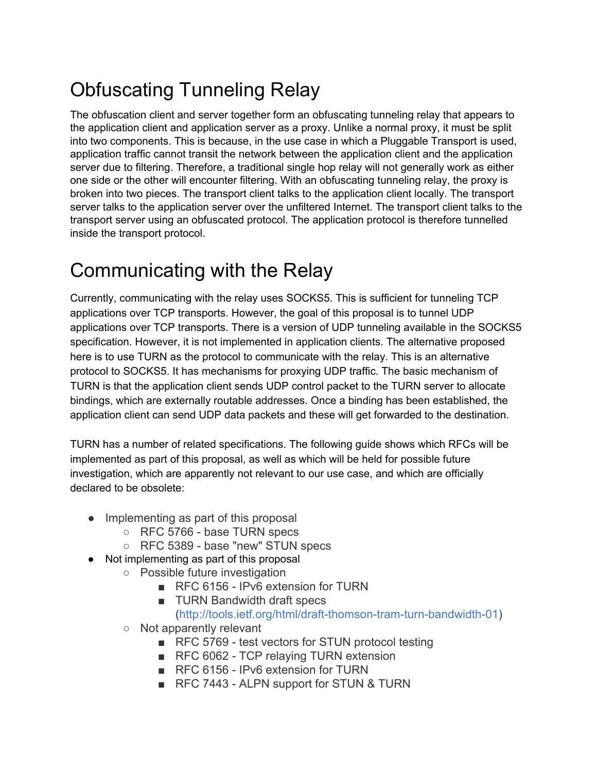# Obfuscating Tunneling Relay

The obfuscation client and server together form an obfuscating tunneling relay that appears to the application client and application server as a proxy. Unlike a normal proxy, it must be split into two components. This is because, in the use case in which a Pluggable Transport is used, application traffic cannot transit the network between the application client and the application server due to filtering. Therefore, a traditional single hop relay will not generally work as either one side or the other will encounter filtering. With an obfuscating tunneling relay, the proxy is broken into two pieces. The transport client talks to the application client locally. The transport server talks to the application server over the unfiltered Internet. The transport client talks to the transport server using an obfuscated protocol. The application protocol is therefore tunnelled inside the transport protocol.

# Communicating with the Relay

Currently, communicating with the relay uses SOCKS5. This is sufficient for tunneling TCP applications over TCP transports. However, the goal of this proposal is to tunnel UDP applications over TCP transports. There is a version of UDP tunneling available in the SOCKS5 specification. However, it is not implemented in application clients. The alternative proposed here is to use TURN as the protocol to communicate with the relay. This is an alternative protocol to SOCKS5. It has mechanisms for proxying UDP traffic. The basic mechanism of TURN is that the application client sends UDP control packet to the TURN server to allocate bindings, which are externally routable addresses. Once a binding has been established, the application client can send UDP data packets and these will get forwarded to the destination.

TURN has a number of related specifications. The following guide shows which RFCs will be implemented as part of this proposal, as well as which will be held for possible future investigation, which are apparently not relevant to our use case, and which are officially declared to be obsolete:

- Implementing as part of this proposal
    - RFC 5766 - base TURN specs
    - RFC 5389 - base "new" STUN specs
- Not implementing as part of this proposal
    - Possible future investigation
        - RFC 6156 - IPv6 extension for TURN
        - TURN Bandwidth draft specs (http://tools.ietf.org/html/draft-thomson-tram-turn-bandwidth-01)
    - Not apparently relevant
        - RFC 5769 - test vectors for STUN protocol testing
        - RFC 6062 - TCP relaying TURN extension
        - RFC 6156 - IPv6 extension for TURN
        - RFC 7443 - ALPN support for STUN & TURN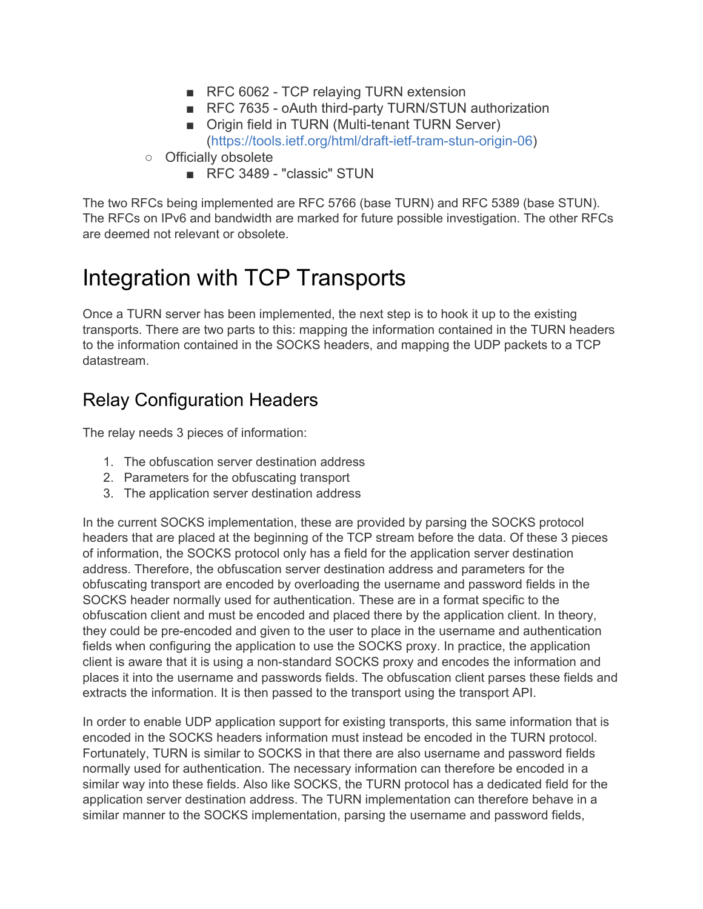- RFC 6062 - TCP relaying TURN extension
        - RFC 7635 - oAuth third-party TURN/STUN authorization
        - Origin field in TURN (Multi-tenant TURN Server) (https://tools.ietf.org/html/draft-ietf-tram-stun-origin-06)
    - Officially obsolete
        - RFC 3489 - "classic" STUN

The two RFCs being implemented are RFC 5766 (base TURN) and RFC 5389 (base STUN). The RFCs on IPv6 and bandwidth are marked for future possible investigation. The other RFCs are deemed not relevant or obsolete.

# Integration with TCP Transports

Once a TURN server has been implemented, the next step is to hook it up to the existing transports. There are two parts to this: mapping the information contained in the TURN headers to the information contained in the SOCKS headers, and mapping the UDP packets to a TCP datastream.

## Relay Configuration Headers

The relay needs 3 pieces of information:

1. The obfuscation server destination address
2. Parameters for the obfuscating transport
3. The application server destination address

In the current SOCKS implementation, these are provided by parsing the SOCKS protocol headers that are placed at the beginning of the TCP stream before the data. Of these 3 pieces of information, the SOCKS protocol only has a field for the application server destination address. Therefore, the obfuscation server destination address and parameters for the obfuscating transport are encoded by overloading the username and password fields in the SOCKS header normally used for authentication. These are in a format specific to the obfuscation client and must be encoded and placed there by the application client. In theory, they could be pre-encoded and given to the user to place in the username and authentication fields when configuring the application to use the SOCKS proxy. In practice, the application client is aware that it is using a non-standard SOCKS proxy and encodes the information and places it into the username and passwords fields. The obfuscation client parses these fields and extracts the information. It is then passed to the transport using the transport API.

In order to enable UDP application support for existing transports, this same information that is encoded in the SOCKS headers information must instead be encoded in the TURN protocol. Fortunately, TURN is similar to SOCKS in that there are also username and password fields normally used for authentication. The necessary information can therefore be encoded in a similar way into these fields. Also like SOCKS, the TURN protocol has a dedicated field for the application server destination address. The TURN implementation can therefore behave in a similar manner to the SOCKS implementation, parsing the username and password fields,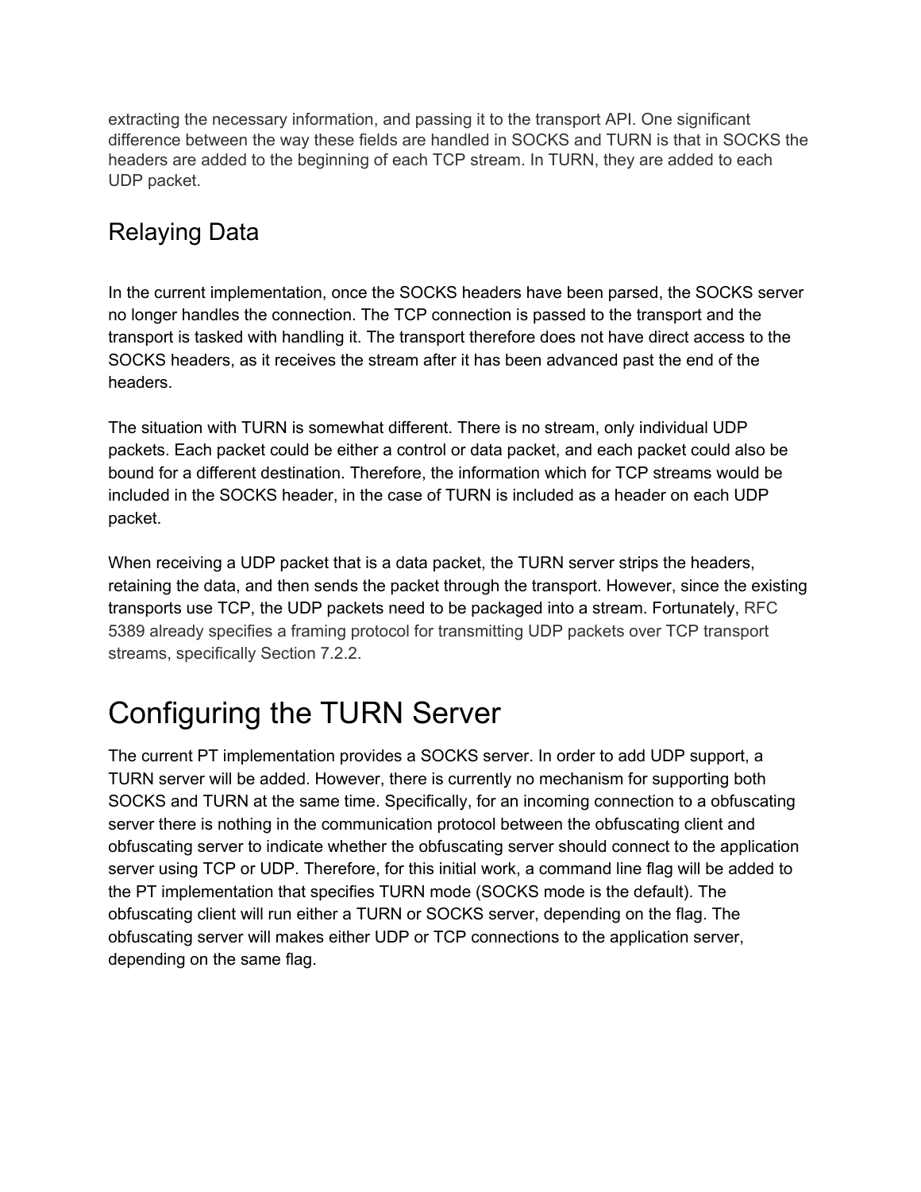extracting the necessary information, and passing it to the transport API. One significant difference between the way these fields are handled in SOCKS and TURN is that in SOCKS the headers are added to the beginning of each TCP stream. In TURN, they are added to each UDP packet.

## Relaying Data

In the current implementation, once the SOCKS headers have been parsed, the SOCKS server no longer handles the connection. The TCP connection is passed to the transport and the transport is tasked with handling it. The transport therefore does not have direct access to the SOCKS headers, as it receives the stream after it has been advanced past the end of the headers.

The situation with TURN is somewhat different. There is no stream, only individual UDP packets. Each packet could be either a control or data packet, and each packet could also be bound for a different destination. Therefore, the information which for TCP streams would be included in the SOCKS header, in the case of TURN is included as a header on each UDP packet.

When receiving a UDP packet that is a data packet, the TURN server strips the headers, retaining the data, and then sends the packet through the transport. However, since the existing transports use TCP, the UDP packets need to be packaged into a stream. Fortunately, RFC 5389 already specifies a framing protocol for transmitting UDP packets over TCP transport streams, specifically Section 7.2.2.

# Configuring the TURN Server

The current PT implementation provides a SOCKS server. In order to add UDP support, a TURN server will be added. However, there is currently no mechanism for supporting both SOCKS and TURN at the same time. Specifically, for an incoming connection to a obfuscating server there is nothing in the communication protocol between the obfuscating client and obfuscating server to indicate whether the obfuscating server should connect to the application server using TCP or UDP. Therefore, for this initial work, a command line flag will be added to the PT implementation that specifies TURN mode (SOCKS mode is the default). The obfuscating client will run either a TURN or SOCKS server, depending on the flag. The obfuscating server will makes either UDP or TCP connections to the application server, depending on the same flag.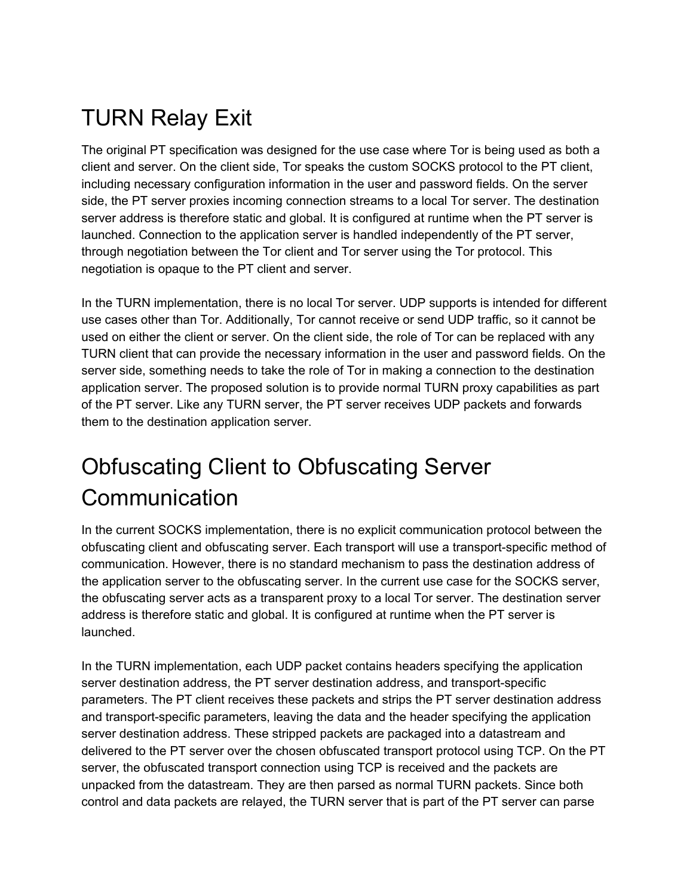# TURN Relay Exit

The original PT specification was designed for the use case where Tor is being used as both a client and server. On the client side, Tor speaks the custom SOCKS protocol to the PT client, including necessary configuration information in the user and password fields. On the server side, the PT server proxies incoming connection streams to a local Tor server. The destination server address is therefore static and global. It is configured at runtime when the PT server is launched. Connection to the application server is handled independently of the PT server, through negotiation between the Tor client and Tor server using the Tor protocol. This negotiation is opaque to the PT client and server.

In the TURN implementation, there is no local Tor server. UDP supports is intended for different use cases other than Tor. Additionally, Tor cannot receive or send UDP traffic, so it cannot be used on either the client or server. On the client side, the role of Tor can be replaced with any TURN client that can provide the necessary information in the user and password fields. On the server side, something needs to take the role of Tor in making a connection to the destination application server. The proposed solution is to provide normal TURN proxy capabilities as part of the PT server. Like any TURN server, the PT server receives UDP packets and forwards them to the destination application server.

# Obfuscating Client to Obfuscating Server Communication

In the current SOCKS implementation, there is no explicit communication protocol between the obfuscating client and obfuscating server. Each transport will use a transport-specific method of communication. However, there is no standard mechanism to pass the destination address of the application server to the obfuscating server. In the current use case for the SOCKS server, the obfuscating server acts as a transparent proxy to a local Tor server. The destination server address is therefore static and global. It is configured at runtime when the PT server is launched.

In the TURN implementation, each UDP packet contains headers specifying the application server destination address, the PT server destination address, and transport-specific parameters. The PT client receives these packets and strips the PT server destination address and transport-specific parameters, leaving the data and the header specifying the application server destination address. These stripped packets are packaged into a datastream and delivered to the PT server over the chosen obfuscated transport protocol using TCP. On the PT server, the obfuscated transport connection using TCP is received and the packets are unpacked from the datastream. They are then parsed as normal TURN packets. Since both control and data packets are relayed, the TURN server that is part of the PT server can parse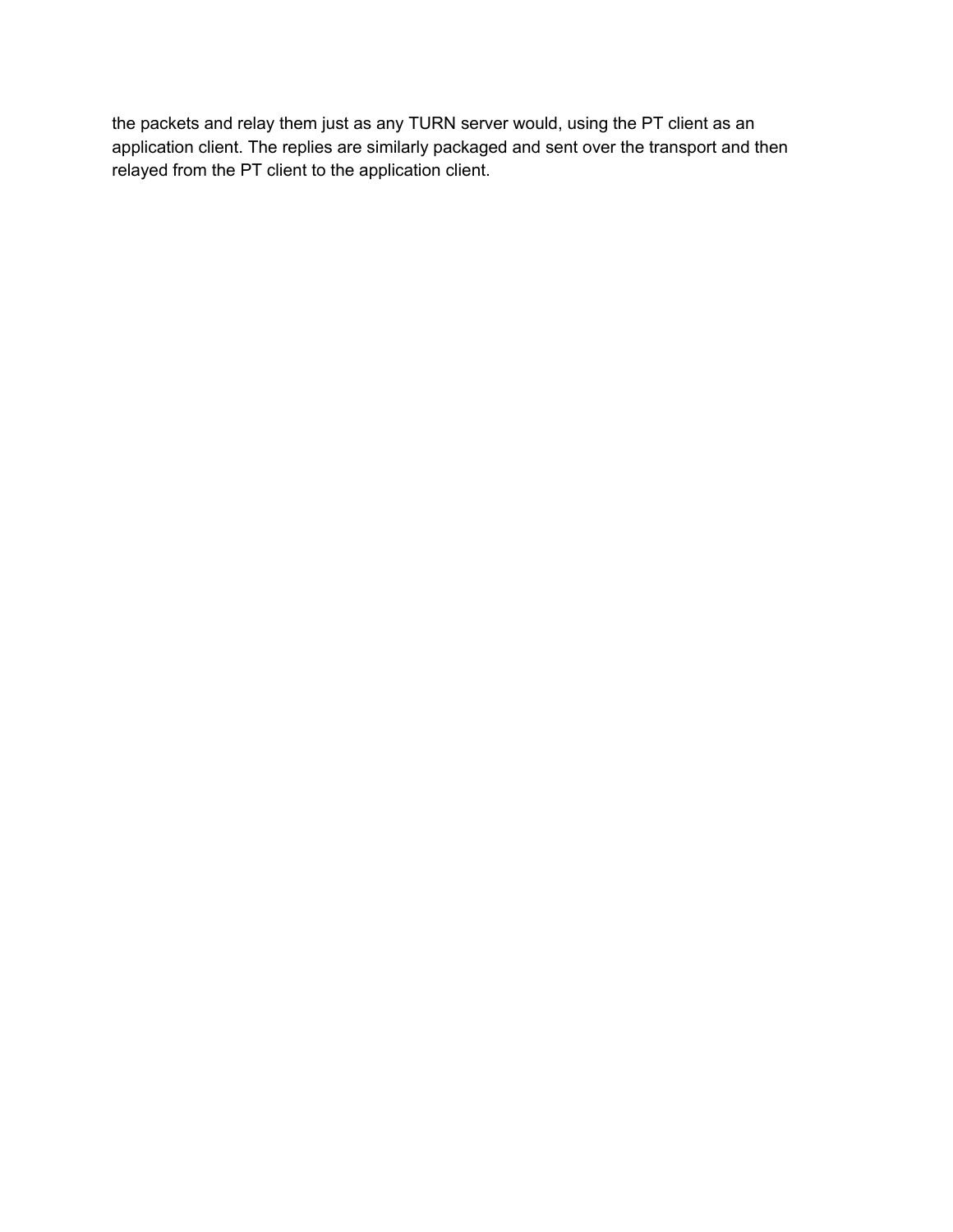the packets and relay them just as any TURN server would, using the PT client as an application client. The replies are similarly packaged and sent over the transport and then relayed from the PT client to the application client.